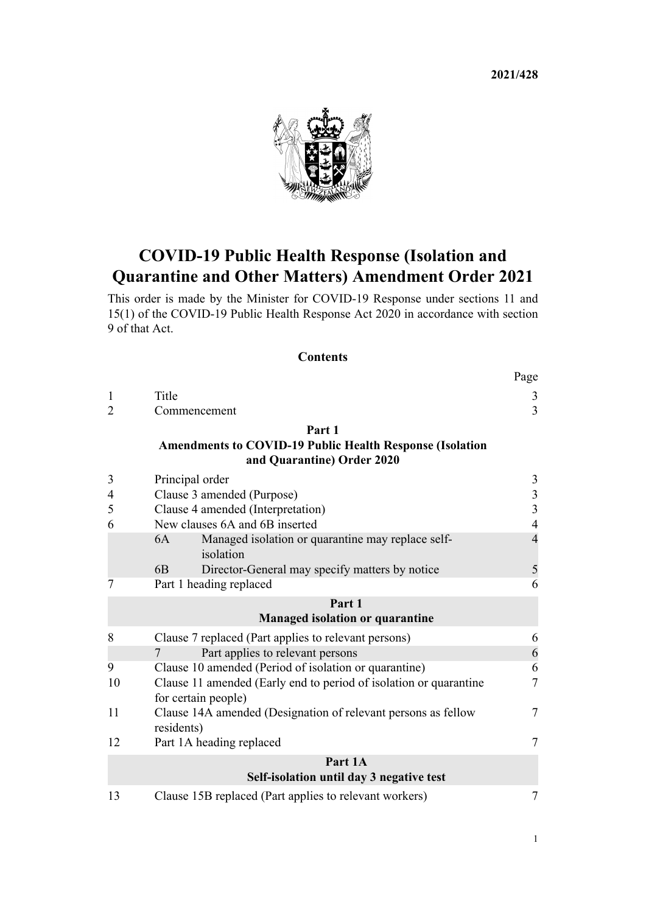2021/428

# COVID-19 Public Health Response (Isolation and Quarantine and Other Matters) Amendment Order 2021

This order is made by the Minister for COVID-19 Response under sections 11 and 15(1) of the COVID-19 Public Health Response Act 2020 in accordance with section 9 of that Act.

## Contents

| | | Page |
|---|---|---|
| 1 | Title | 3 |
| 2 | Commencement | 3 |
| | **Part 1** **Amendments to COVID-19 Public Health Response (Isolation and Quarantine) Order 2020** | |
| 3 | Principal order | 3 |
| 4 | Clause 3 amended (Purpose) | 3 |
| 5 | Clause 4 amended (Interpretation) | 3 |
| 6 | New clauses 6A and 6B inserted | 4 |
| | 6A Managed isolation or quarantine may replace self-isolation | 4 |
| | 6B Director-General may specify matters by notice | 5 |
| 7 | Part 1 heading replaced | 6 |
| | **Part 1** **Managed isolation or quarantine** | |
| 8 | Clause 7 replaced (Part applies to relevant persons) | 6 |
| | 7 Part applies to relevant persons | 6 |
| 9 | Clause 10 amended (Period of isolation or quarantine) | 6 |
| 10 | Clause 11 amended (Early end to period of isolation or quarantine for certain people) | 7 |
| 11 | Clause 14A amended (Designation of relevant persons as fellow residents) | 7 |
| 12 | Part 1A heading replaced | 7 |
| | **Part 1A** **Self-isolation until day 3 negative test** | |
| 13 | Clause 15B replaced (Part applies to relevant workers) | 7 |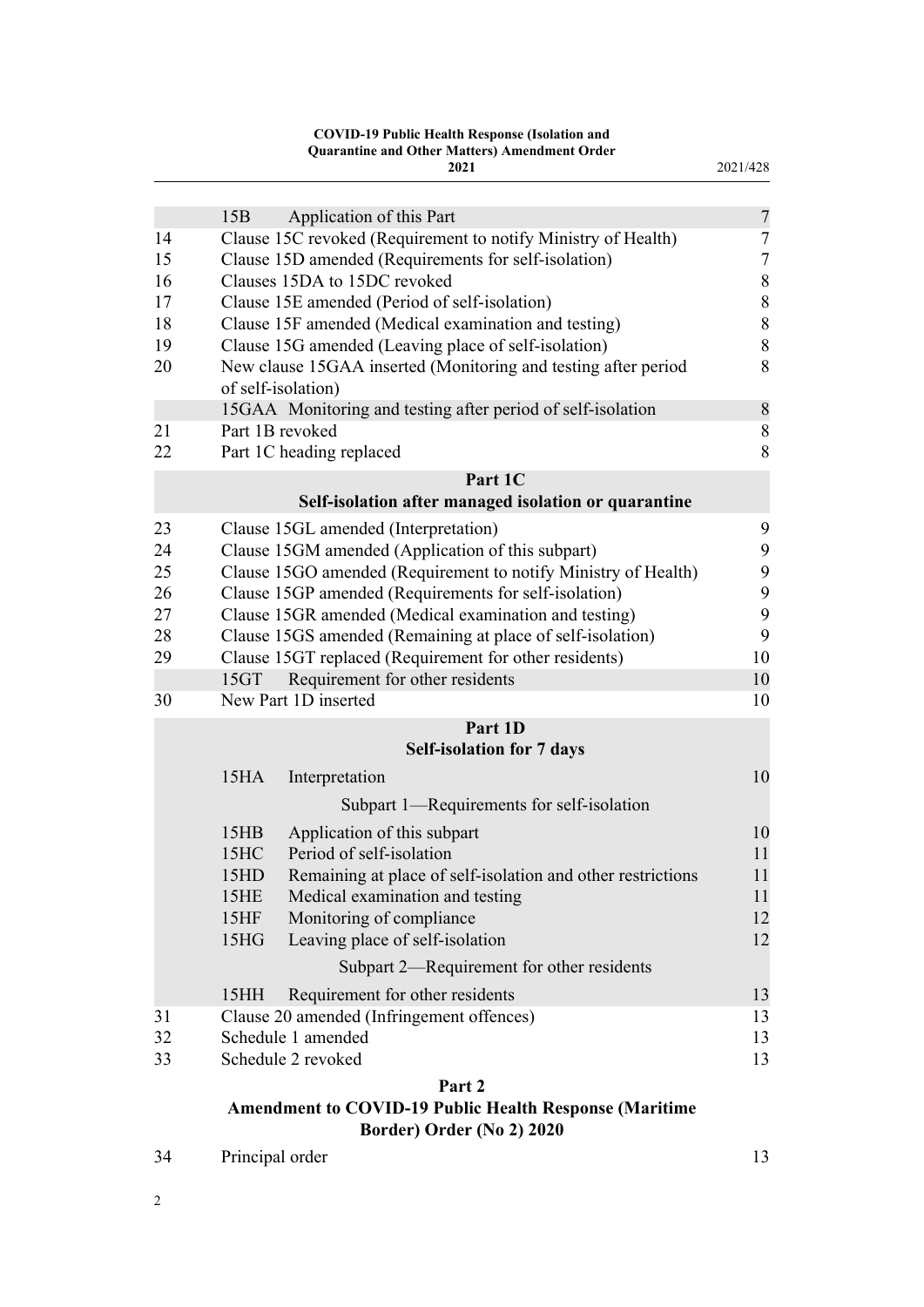| | | | |
|---|---|---|---|
| | 15B | Application of this Part | 7 |
| 14 | | Clause 15C revoked (Requirement to notify Ministry of Health) | 7 |
| 15 | | Clause 15D amended (Requirements for self-isolation) | 7 |
| 16 | | Clauses 15DA to 15DC revoked | 8 |
| 17 | | Clause 15E amended (Period of self-isolation) | 8 |
| 18 | | Clause 15F amended (Medical examination and testing) | 8 |
| 19 | | Clause 15G amended (Leaving place of self-isolation) | 8 |
| 20 | | New clause 15GAA inserted (Monitoring and testing after period of self-isolation) | 8 |
| | 15GAA | Monitoring and testing after period of self-isolation | 8 |
| 21 | | Part 1B revoked | 8 |
| 22 | | Part 1C heading replaced | 8 |

**Part 1C**
**Self-isolation after managed isolation or quarantine**

| | | | |
|---|---|---|---|
| 23 | | Clause 15GL amended (Interpretation) | 9 |
| 24 | | Clause 15GM amended (Application of this subpart) | 9 |
| 25 | | Clause 15GO amended (Requirement to notify Ministry of Health) | 9 |
| 26 | | Clause 15GP amended (Requirements for self-isolation) | 9 |
| 27 | | Clause 15GR amended (Medical examination and testing) | 9 |
| 28 | | Clause 15GS amended (Remaining at place of self-isolation) | 9 |
| 29 | | Clause 15GT replaced (Requirement for other residents) | 10 |
| | 15GT | Requirement for other residents | 10 |
| 30 | | New Part 1D inserted | 10 |

**Part 1D**
**Self-isolation for 7 days**

| | | | |
|---|---|---|---|
| | 15HA | Interpretation | 10 |

Subpart 1—Requirements for self-isolation

| | | | |
|---|---|---|---|
| | 15HB | Application of this subpart | 10 |
| | 15HC | Period of self-isolation | 11 |
| | 15HD | Remaining at place of self-isolation and other restrictions | 11 |
| | 15HE | Medical examination and testing | 11 |
| | 15HF | Monitoring of compliance | 12 |
| | 15HG | Leaving place of self-isolation | 12 |

Subpart 2—Requirement for other residents

| | | | |
|---|---|---|---|
| | 15HH | Requirement for other residents | 13 |
| 31 | | Clause 20 amended (Infringement offences) | 13 |
| 32 | | Schedule 1 amended | 13 |
| 33 | | Schedule 2 revoked | 13 |

**Part 2**
**Amendment to COVID-19 Public Health Response (Maritime Border) Order (No 2) 2020**

| | | | |
|---|---|---|---|
| 34 | | Principal order | 13 |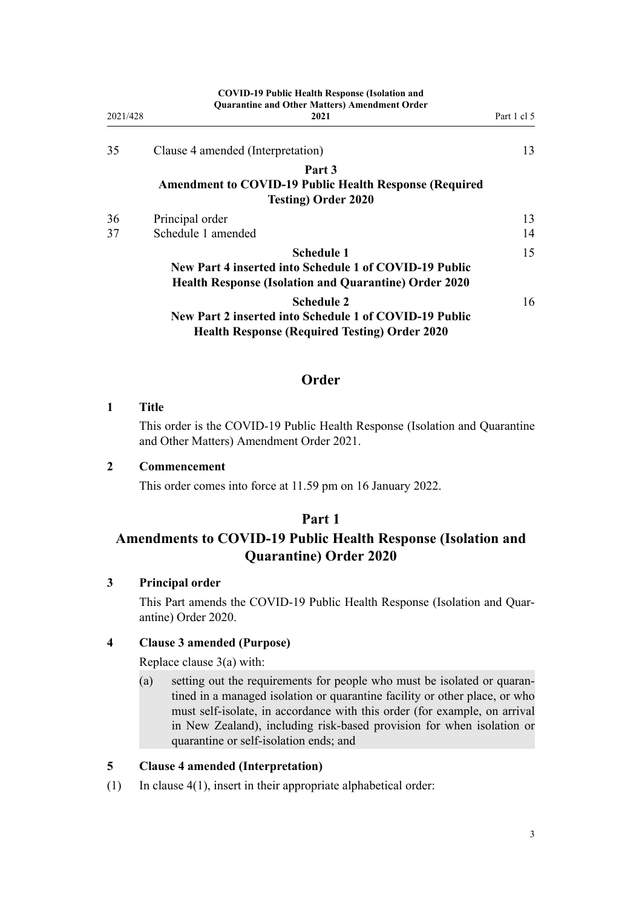| | | |
|---|---|---|
| 35 | Clause 4 amended (Interpretation) | 13 |
| | **Part 3** **Amendment to COVID-19 Public Health Response (Required Testing) Order 2020** | |
| 36 | Principal order | 13 |
| 37 | Schedule 1 amended | 14 |
| | **Schedule 1** **New Part 4 inserted into Schedule 1 of COVID-19 Public Health Response (Isolation and Quarantine) Order 2020** | 15 |
| | **Schedule 2** **New Part 2 inserted into Schedule 1 of COVID-19 Public Health Response (Required Testing) Order 2020** | 16 |

## Order

### 1 Title

This order is the COVID-19 Public Health Response (Isolation and Quarantine and Other Matters) Amendment Order 2021.

### 2 Commencement

This order comes into force at 11.59 pm on 16 January 2022.

## Part 1

## Amendments to COVID-19 Public Health Response (Isolation and Quarantine) Order 2020

### 3 Principal order

This Part amends the COVID-19 Public Health Response (Isolation and Quarantine) Order 2020.

### 4 Clause 3 amended (Purpose)

Replace clause 3(a) with:

(a) setting out the requirements for people who must be isolated or quarantined in a managed isolation or quarantine facility or other place, or who must self-isolate, in accordance with this order (for example, on arrival in New Zealand), including risk-based provision for when isolation or quarantine or self-isolation ends; and

### 5 Clause 4 amended (Interpretation)

(1) In clause 4(1), insert in their appropriate alphabetical order: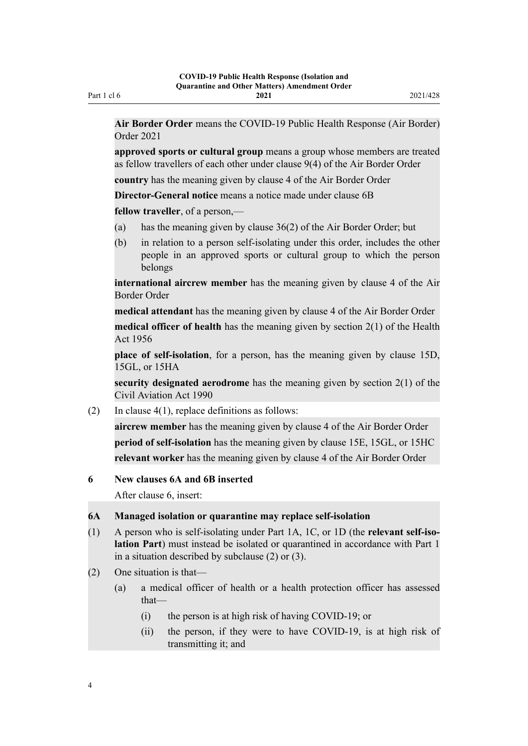**Air Border Order** means the COVID-19 Public Health Response (Air Border) Order 2021

**approved sports or cultural group** means a group whose members are treated as fellow travellers of each other under clause 9(4) of the Air Border Order

**country** has the meaning given by clause 4 of the Air Border Order

**Director-General notice** means a notice made under clause 6B

**fellow traveller**, of a person,—

(a) has the meaning given by clause 36(2) of the Air Border Order; but

(b) in relation to a person self-isolating under this order, includes the other people in an approved sports or cultural group to which the person belongs

**international aircrew member** has the meaning given by clause 4 of the Air Border Order

**medical attendant** has the meaning given by clause 4 of the Air Border Order

**medical officer of health** has the meaning given by section 2(1) of the Health Act 1956

**place of self-isolation**, for a person, has the meaning given by clause 15D, 15GL, or 15HA

**security designated aerodrome** has the meaning given by section 2(1) of the Civil Aviation Act 1990

(2) In clause 4(1), replace definitions as follows:

**aircrew member** has the meaning given by clause 4 of the Air Border Order

**period of self-isolation** has the meaning given by clause 15E, 15GL, or 15HC

**relevant worker** has the meaning given by clause 4 of the Air Border Order

### 6 New clauses 6A and 6B inserted

After clause 6, insert:

### 6A Managed isolation or quarantine may replace self-isolation

(1) A person who is self-isolating under Part 1A, 1C, or 1D (the **relevant self-isolation Part**) must instead be isolated or quarantined in accordance with Part 1 in a situation described by subclause (2) or (3).

(2) One situation is that—

(a) a medical officer of health or a health protection officer has assessed that—

(i) the person is at high risk of having COVID-19; or

(ii) the person, if they were to have COVID-19, is at high risk of transmitting it; and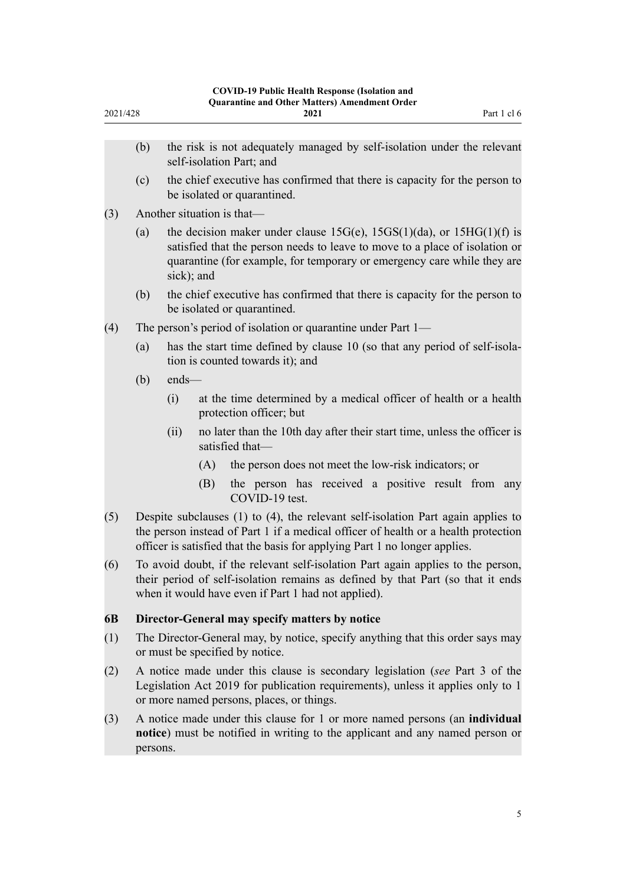(b) the risk is not adequately managed by self-isolation under the relevant self-isolation Part; and

(c) the chief executive has confirmed that there is capacity for the person to be isolated or quarantined.

(3) Another situation is that—

(a) the decision maker under clause 15G(e), 15GS(1)(da), or 15HG(1)(f) is satisfied that the person needs to leave to move to a place of isolation or quarantine (for example, for temporary or emergency care while they are sick); and

(b) the chief executive has confirmed that there is capacity for the person to be isolated or quarantined.

(4) The person's period of isolation or quarantine under Part 1—

(a) has the start time defined by clause 10 (so that any period of self-isolation is counted towards it); and

(b) ends—

(i) at the time determined by a medical officer of health or a health protection officer; but

(ii) no later than the 10th day after their start time, unless the officer is satisfied that—

(A) the person does not meet the low-risk indicators; or

(B) the person has received a positive result from any COVID-19 test.

(5) Despite subclauses (1) to (4), the relevant self-isolation Part again applies to the person instead of Part 1 if a medical officer of health or a health protection officer is satisfied that the basis for applying Part 1 no longer applies.

(6) To avoid doubt, if the relevant self-isolation Part again applies to the person, their period of self-isolation remains as defined by that Part (so that it ends when it would have even if Part 1 had not applied).

### 6B Director-General may specify matters by notice

(1) The Director-General may, by notice, specify anything that this order says may or must be specified by notice.

(2) A notice made under this clause is secondary legislation (*see* Part 3 of the Legislation Act 2019 for publication requirements), unless it applies only to 1 or more named persons, places, or things.

(3) A notice made under this clause for 1 or more named persons (an **individual notice**) must be notified in writing to the applicant and any named person or persons.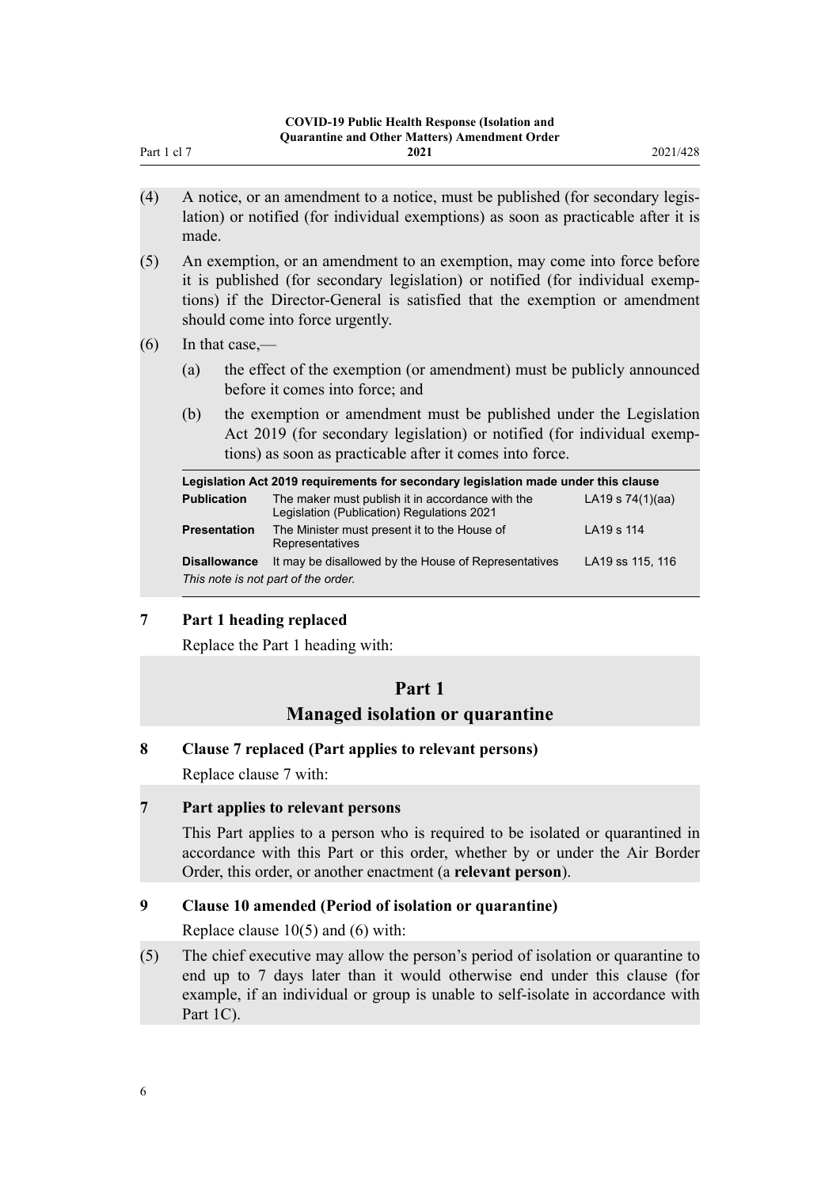(4) A notice, or an amendment to a notice, must be published (for secondary legislation) or notified (for individual exemptions) as soon as practicable after it is made.

(5) An exemption, or an amendment to an exemption, may come into force before it is published (for secondary legislation) or notified (for individual exemptions) if the Director-General is satisfied that the exemption or amendment should come into force urgently.

(6) In that case,—

(a) the effect of the exemption (or amendment) must be publicly announced before it comes into force; and

(b) the exemption or amendment must be published under the Legislation Act 2019 (for secondary legislation) or notified (for individual exemptions) as soon as practicable after it comes into force.

| Legislation Act 2019 requirements for secondary legislation made under this clause | | |
|---|---|---|
| **Publication** | The maker must publish it in accordance with the Legislation (Publication) Regulations 2021 | LA19 s 74(1)(aa) |
| **Presentation** | The Minister must present it to the House of Representatives | LA19 s 114 |
| **Disallowance** | It may be disallowed by the House of Representatives | LA19 ss 115, 116 |

*This note is not part of the order.*

### 7 Part 1 heading replaced

Replace the Part 1 heading with:

## Part 1
## Managed isolation or quarantine

### 8 Clause 7 replaced (Part applies to relevant persons)

Replace clause 7 with:

### 7 Part applies to relevant persons

This Part applies to a person who is required to be isolated or quarantined in accordance with this Part or this order, whether by or under the Air Border Order, this order, or another enactment (a **relevant person**).

### 9 Clause 10 amended (Period of isolation or quarantine)

Replace clause 10(5) and (6) with:

(5) The chief executive may allow the person's period of isolation or quarantine to end up to 7 days later than it would otherwise end under this clause (for example, if an individual or group is unable to self-isolate in accordance with Part 1C).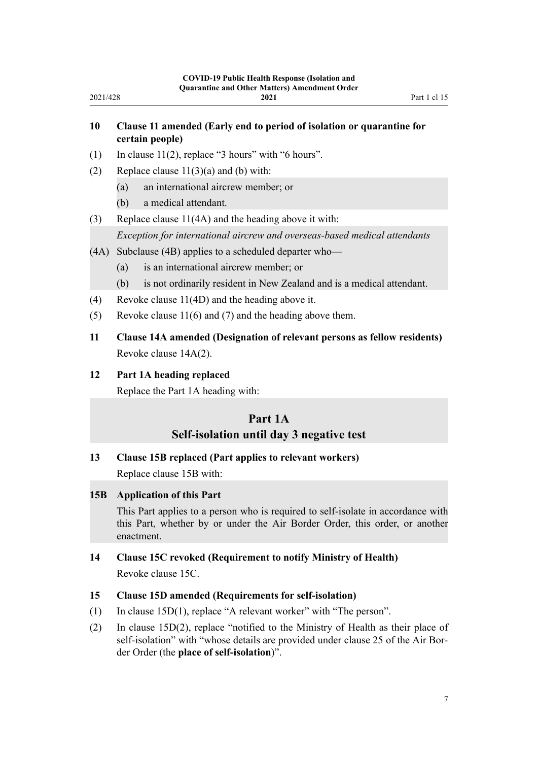### 10 Clause 11 amended (Early end to period of isolation or quarantine for certain people)

(1) In clause 11(2), replace “3 hours” with “6 hours”.

(2) Replace clause 11(3)(a) and (b) with:

> (a) an international aircrew member; or
>
> (b) a medical attendant.

(3) Replace clause 11(4A) and the heading above it with:

> *Exception for international aircrew and overseas-based medical attendants*
>
> (4A) Subclause (4B) applies to a scheduled departer who—
>
> (a) is an international aircrew member; or
>
> (b) is not ordinarily resident in New Zealand and is a medical attendant.

(4) Revoke clause 11(4D) and the heading above it.

(5) Revoke clause 11(6) and (7) and the heading above them.

### 11 Clause 14A amended (Designation of relevant persons as fellow residents)

Revoke clause 14A(2).

### 12 Part 1A heading replaced

Replace the Part 1A heading with:

> ## Part 1A
> ## Self-isolation until day 3 negative test

### 13 Clause 15B replaced (Part applies to relevant workers)

Replace clause 15B with:

> **15B Application of this Part**
>
> This Part applies to a person who is required to self-isolate in accordance with this Part, whether by or under the Air Border Order, this order, or another enactment.

### 14 Clause 15C revoked (Requirement to notify Ministry of Health)

Revoke clause 15C.

### 15 Clause 15D amended (Requirements for self-isolation)

(1) In clause 15D(1), replace “A relevant worker” with “The person”.

(2) In clause 15D(2), replace “notified to the Ministry of Health as their place of self-isolation” with “whose details are provided under clause 25 of the Air Border Order (the **place of self-isolation**)”.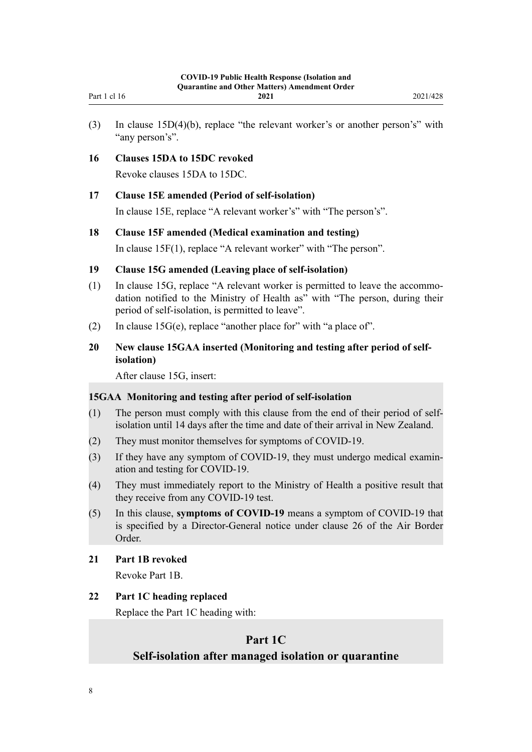(3) In clause 15D(4)(b), replace "the relevant worker's or another person's" with "any person's".

**16 Clauses 15DA to 15DC revoked**

Revoke clauses 15DA to 15DC.

**17 Clause 15E amended (Period of self-isolation)**

In clause 15E, replace "A relevant worker's" with "The person's".

**18 Clause 15F amended (Medical examination and testing)**

In clause 15F(1), replace "A relevant worker" with "The person".

**19 Clause 15G amended (Leaving place of self-isolation)**

(1) In clause 15G, replace "A relevant worker is permitted to leave the accommodation notified to the Ministry of Health as" with "The person, during their period of self-isolation, is permitted to leave".

(2) In clause 15G(e), replace "another place for" with "a place of".

**20 New clause 15GAA inserted (Monitoring and testing after period of self-isolation)**

After clause 15G, insert:

**15GAA Monitoring and testing after period of self-isolation**

(1) The person must comply with this clause from the end of their period of self-isolation until 14 days after the time and date of their arrival in New Zealand.

(2) They must monitor themselves for symptoms of COVID-19.

(3) If they have any symptom of COVID-19, they must undergo medical examination and testing for COVID-19.

(4) They must immediately report to the Ministry of Health a positive result that they receive from any COVID-19 test.

(5) In this clause, **symptoms of COVID-19** means a symptom of COVID-19 that is specified by a Director-General notice under clause 26 of the Air Border Order.

**21 Part 1B revoked**

Revoke Part 1B.

**22 Part 1C heading replaced**

Replace the Part 1C heading with:

## Part 1C
## Self-isolation after managed isolation or quarantine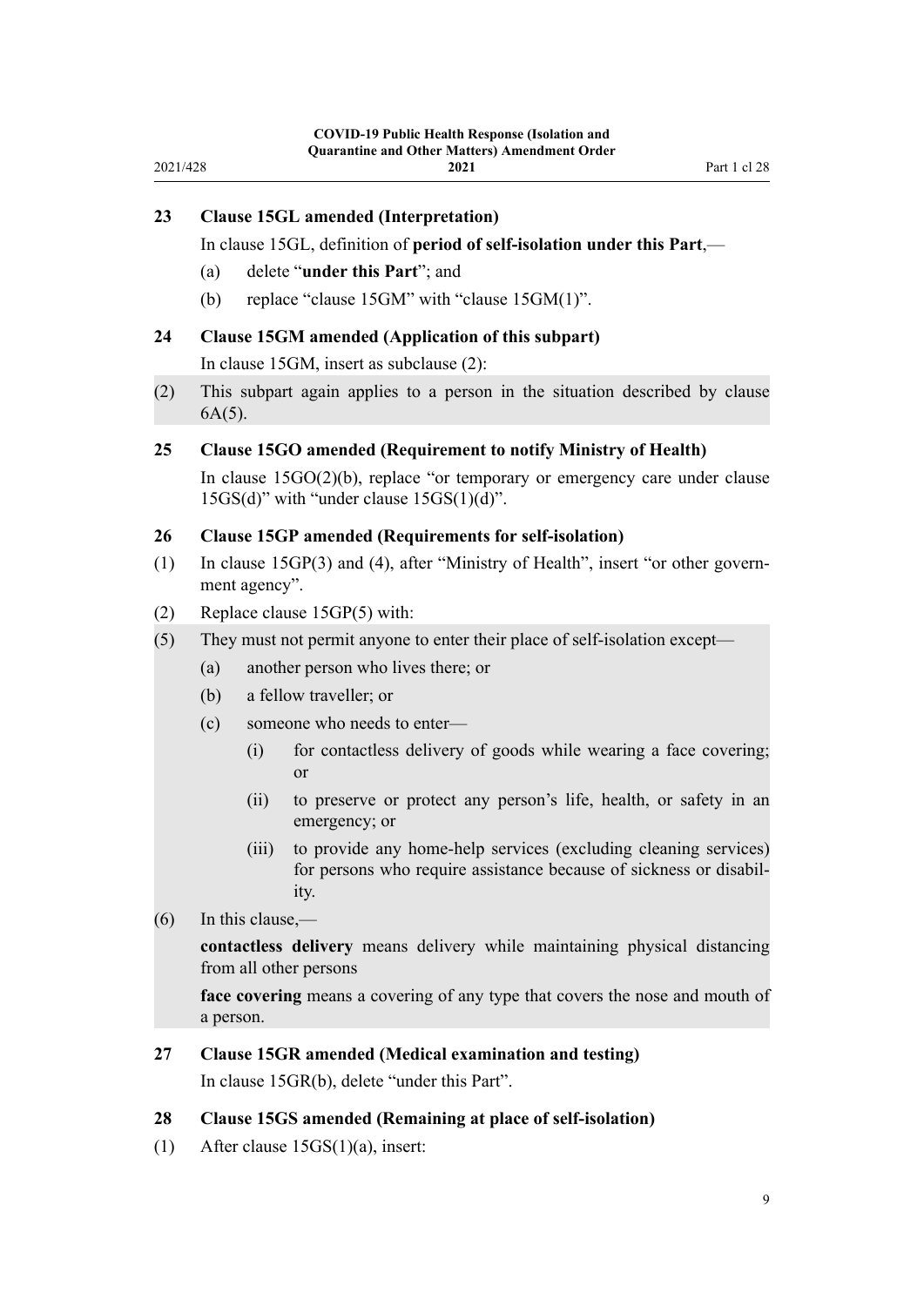### 23 Clause 15GL amended (Interpretation)

In clause 15GL, definition of **period of self-isolation under this Part**,—

(a) delete "**under this Part**"; and

(b) replace "clause 15GM" with "clause 15GM(1)".

### 24 Clause 15GM amended (Application of this subpart)

In clause 15GM, insert as subclause (2):

(2) This subpart again applies to a person in the situation described by clause 6A(5).

### 25 Clause 15GO amended (Requirement to notify Ministry of Health)

In clause 15GO(2)(b), replace "or temporary or emergency care under clause 15GS(d)" with "under clause 15GS(1)(d)".

### 26 Clause 15GP amended (Requirements for self-isolation)

(1) In clause 15GP(3) and (4), after "Ministry of Health", insert "or other government agency".

(2) Replace clause 15GP(5) with:

(5) They must not permit anyone to enter their place of self-isolation except—

(a) another person who lives there; or

(b) a fellow traveller; or

(c) someone who needs to enter—

(i) for contactless delivery of goods while wearing a face covering; or

(ii) to preserve or protect any person's life, health, or safety in an emergency; or

(iii) to provide any home-help services (excluding cleaning services) for persons who require assistance because of sickness or disability.

(6) In this clause,—

**contactless delivery** means delivery while maintaining physical distancing from all other persons

**face covering** means a covering of any type that covers the nose and mouth of a person.

### 27 Clause 15GR amended (Medical examination and testing)

In clause 15GR(b), delete "under this Part".

### 28 Clause 15GS amended (Remaining at place of self-isolation)

(1) After clause 15GS(1)(a), insert: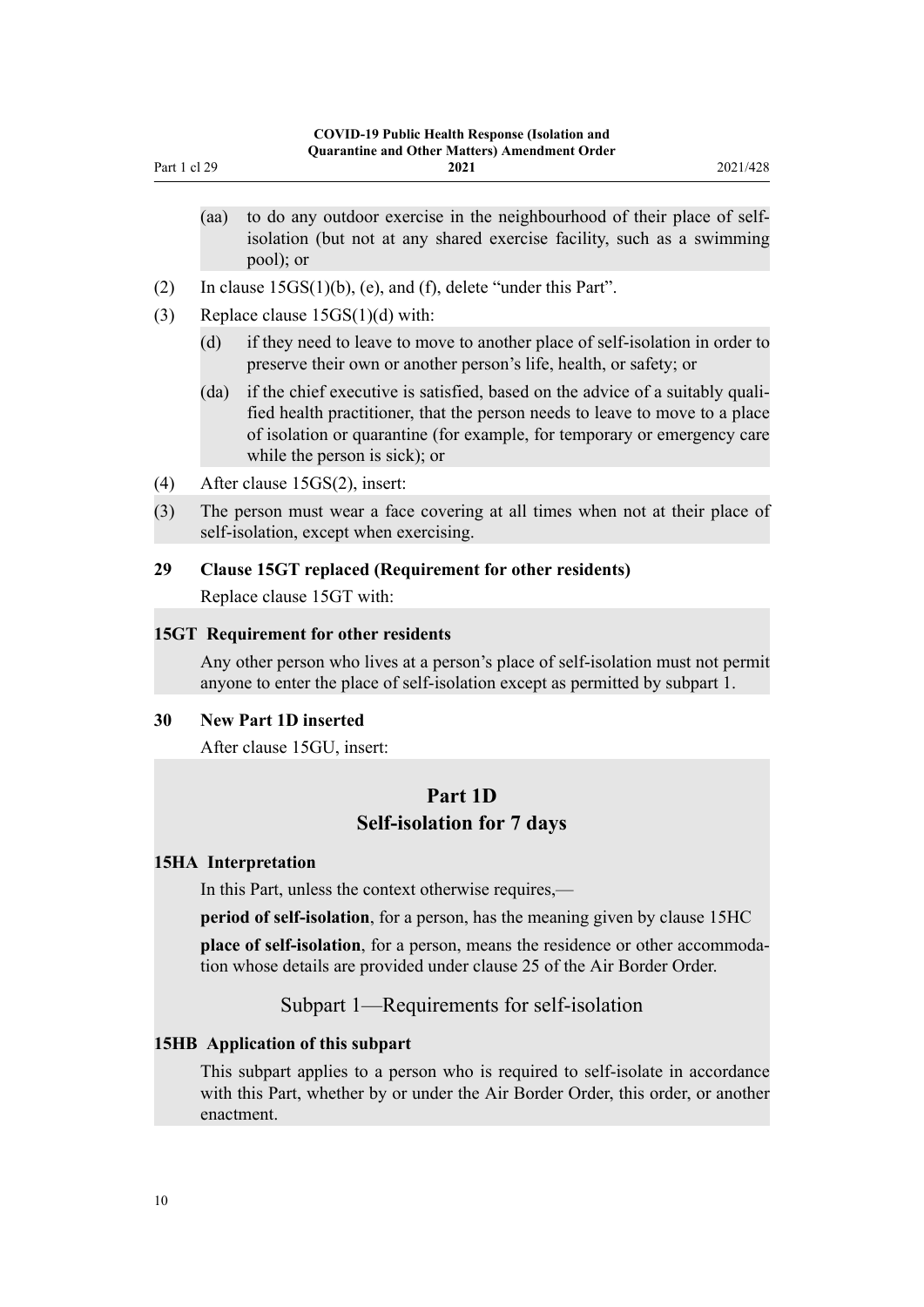(aa) to do any outdoor exercise in the neighbourhood of their place of self-isolation (but not at any shared exercise facility, such as a swimming pool); or

(2) In clause 15GS(1)(b), (e), and (f), delete "under this Part".

(3) Replace clause 15GS(1)(d) with:

(d) if they need to leave to move to another place of self-isolation in order to preserve their own or another person's life, health, or safety; or

(da) if the chief executive is satisfied, based on the advice of a suitably qualified health practitioner, that the person needs to leave to move to a place of isolation or quarantine (for example, for temporary or emergency care while the person is sick); or

(4) After clause 15GS(2), insert:

(3) The person must wear a face covering at all times when not at their place of self-isolation, except when exercising.

### 29 Clause 15GT replaced (Requirement for other residents)

Replace clause 15GT with:

### 15GT Requirement for other residents

Any other person who lives at a person's place of self-isolation must not permit anyone to enter the place of self-isolation except as permitted by subpart 1.

### 30 New Part 1D inserted

After clause 15GU, insert:

## Part 1D
## Self-isolation for 7 days

### 15HA Interpretation

In this Part, unless the context otherwise requires,—

**period of self-isolation**, for a person, has the meaning given by clause 15HC

**place of self-isolation**, for a person, means the residence or other accommodation whose details are provided under clause 25 of the Air Border Order.

## Subpart 1—Requirements for self-isolation

### 15HB Application of this subpart

This subpart applies to a person who is required to self-isolate in accordance with this Part, whether by or under the Air Border Order, this order, or another enactment.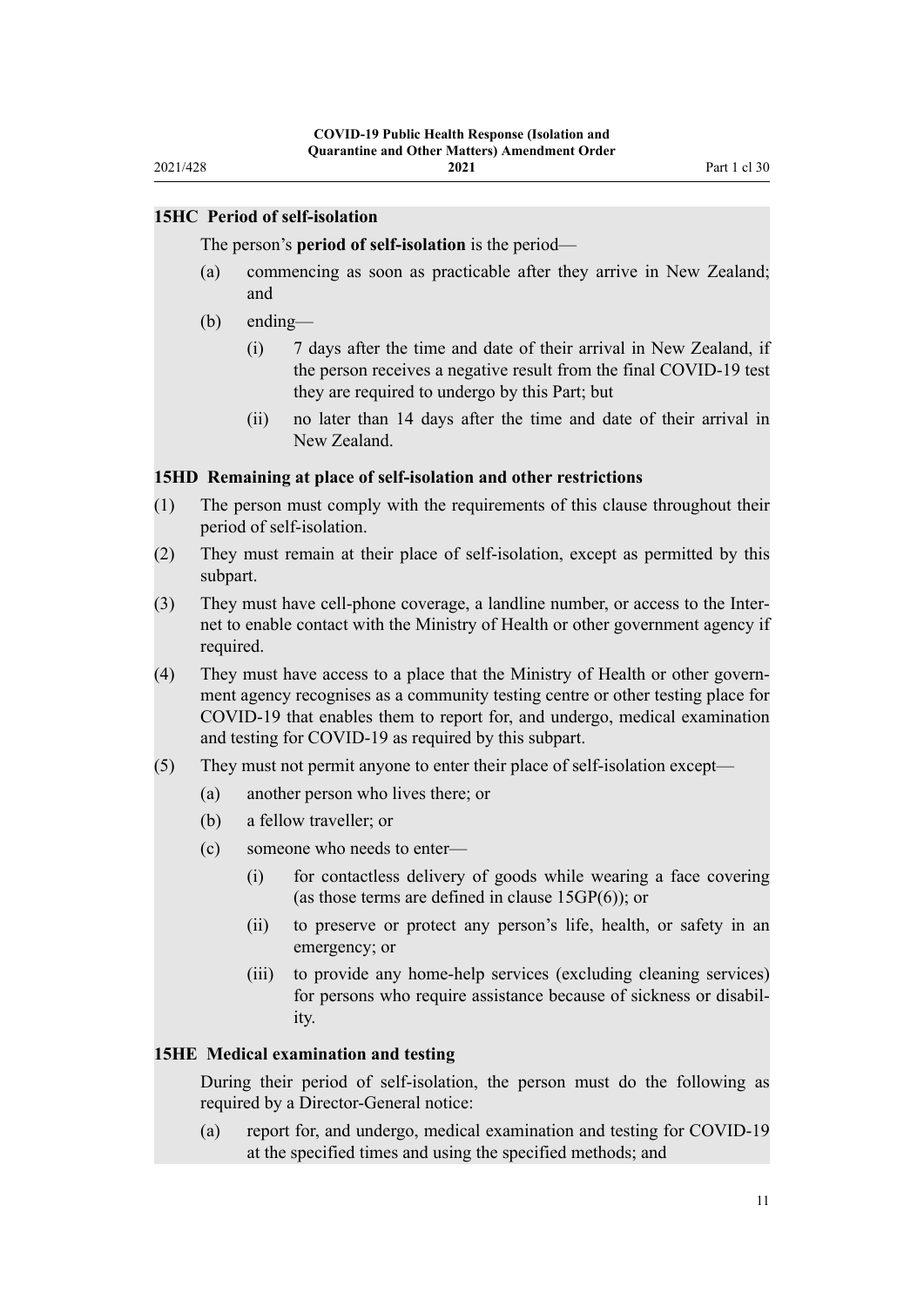### 15HC Period of self-isolation

The person's **period of self-isolation** is the period—

(a) commencing as soon as practicable after they arrive in New Zealand; and

(b) ending—

   (i) 7 days after the time and date of their arrival in New Zealand, if the person receives a negative result from the final COVID-19 test they are required to undergo by this Part; but

   (ii) no later than 14 days after the time and date of their arrival in New Zealand.

### 15HD Remaining at place of self-isolation and other restrictions

(1) The person must comply with the requirements of this clause throughout their period of self-isolation.

(2) They must remain at their place of self-isolation, except as permitted by this subpart.

(3) They must have cell-phone coverage, a landline number, or access to the Internet to enable contact with the Ministry of Health or other government agency if required.

(4) They must have access to a place that the Ministry of Health or other government agency recognises as a community testing centre or other testing place for COVID-19 that enables them to report for, and undergo, medical examination and testing for COVID-19 as required by this subpart.

(5) They must not permit anyone to enter their place of self-isolation except—

   (a) another person who lives there; or

   (b) a fellow traveller; or

   (c) someone who needs to enter—

      (i) for contactless delivery of goods while wearing a face covering (as those terms are defined in clause 15GP(6)); or

      (ii) to preserve or protect any person's life, health, or safety in an emergency; or

      (iii) to provide any home-help services (excluding cleaning services) for persons who require assistance because of sickness or disability.

### 15HE Medical examination and testing

During their period of self-isolation, the person must do the following as required by a Director-General notice:

(a) report for, and undergo, medical examination and testing for COVID-19 at the specified times and using the specified methods; and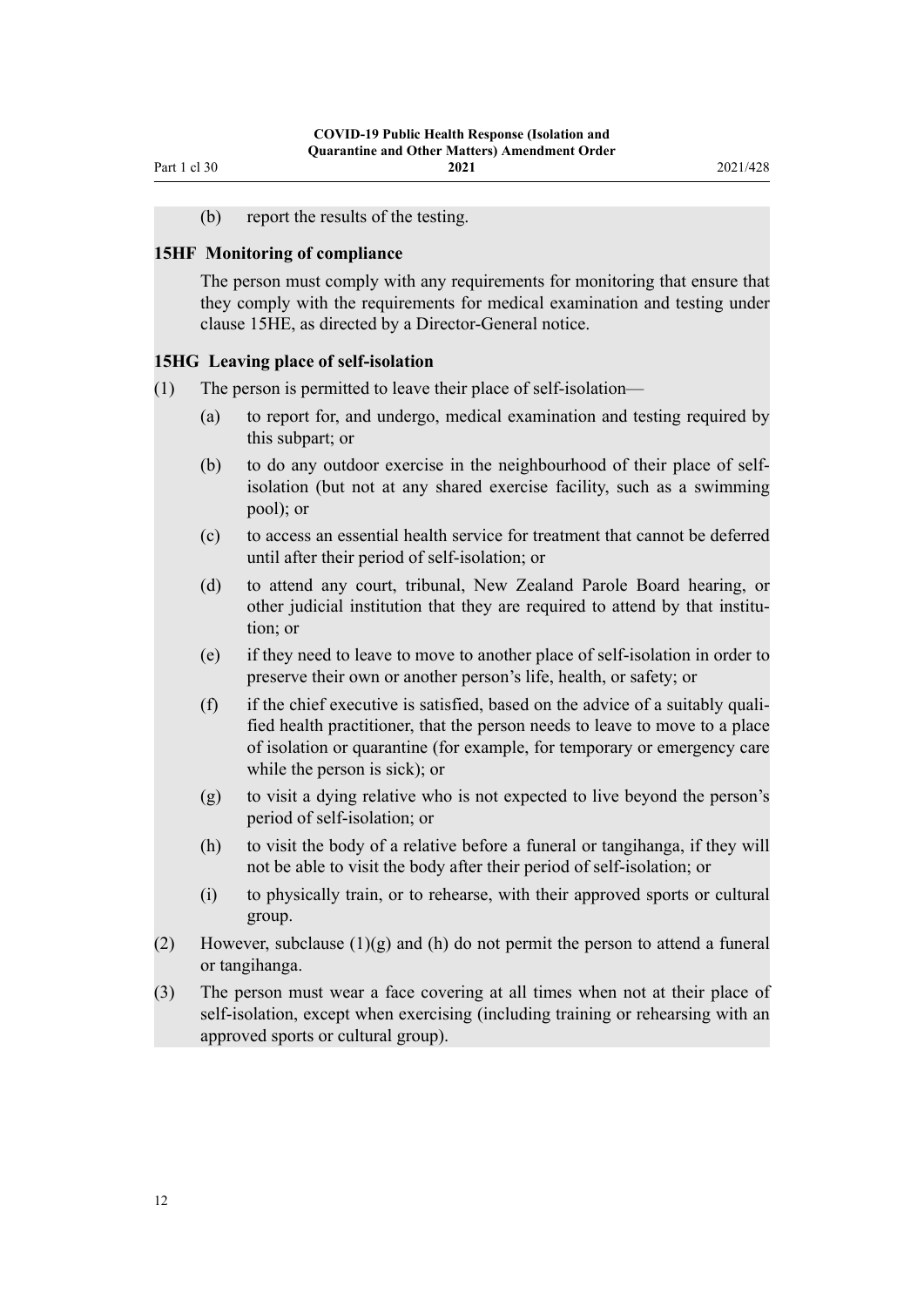(b) report the results of the testing.

### 15HF Monitoring of compliance

The person must comply with any requirements for monitoring that ensure that they comply with the requirements for medical examination and testing under clause 15HE, as directed by a Director-General notice.

### 15HG Leaving place of self-isolation

(1) The person is permitted to leave their place of self-isolation—

- (a) to report for, and undergo, medical examination and testing required by this subpart; or
- (b) to do any outdoor exercise in the neighbourhood of their place of self-isolation (but not at any shared exercise facility, such as a swimming pool); or
- (c) to access an essential health service for treatment that cannot be deferred until after their period of self-isolation; or
- (d) to attend any court, tribunal, New Zealand Parole Board hearing, or other judicial institution that they are required to attend by that institution; or
- (e) if they need to leave to move to another place of self-isolation in order to preserve their own or another person's life, health, or safety; or
- (f) if the chief executive is satisfied, based on the advice of a suitably qualified health practitioner, that the person needs to leave to move to a place of isolation or quarantine (for example, for temporary or emergency care while the person is sick); or
- (g) to visit a dying relative who is not expected to live beyond the person's period of self-isolation; or
- (h) to visit the body of a relative before a funeral or tangihanga, if they will not be able to visit the body after their period of self-isolation; or
- (i) to physically train, or to rehearse, with their approved sports or cultural group.

(2) However, subclause (1)(g) and (h) do not permit the person to attend a funeral or tangihanga.

(3) The person must wear a face covering at all times when not at their place of self-isolation, except when exercising (including training or rehearsing with an approved sports or cultural group).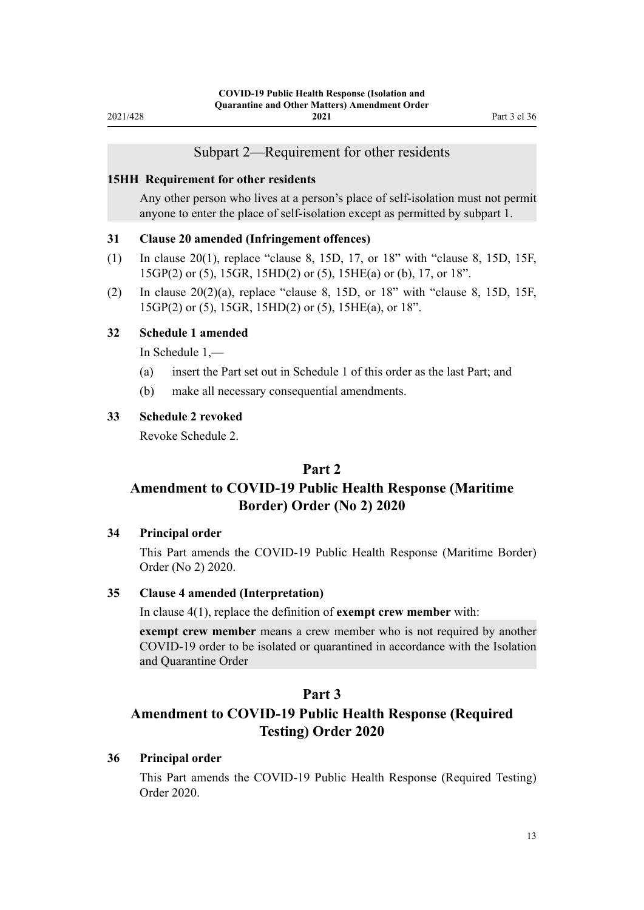### Subpart 2—Requirement for other residents

**15HH Requirement for other residents**

Any other person who lives at a person's place of self-isolation must not permit anyone to enter the place of self-isolation except as permitted by subpart 1.

**31 Clause 20 amended (Infringement offences)**

(1) In clause 20(1), replace "clause 8, 15D, 17, or 18" with "clause 8, 15D, 15F, 15GP(2) or (5), 15GR, 15HD(2) or (5), 15HE(a) or (b), 17, or 18".

(2) In clause 20(2)(a), replace "clause 8, 15D, or 18" with "clause 8, 15D, 15F, 15GP(2) or (5), 15GR, 15HD(2) or (5), 15HE(a), or 18".

**32 Schedule 1 amended**

In Schedule 1,—

(a) insert the Part set out in Schedule 1 of this order as the last Part; and

(b) make all necessary consequential amendments.

**33 Schedule 2 revoked**

Revoke Schedule 2.

## Part 2
## Amendment to COVID-19 Public Health Response (Maritime Border) Order (No 2) 2020

**34 Principal order**

This Part amends the COVID-19 Public Health Response (Maritime Border) Order (No 2) 2020.

**35 Clause 4 amended (Interpretation)**

In clause 4(1), replace the definition of **exempt crew member** with:

**exempt crew member** means a crew member who is not required by another COVID-19 order to be isolated or quarantined in accordance with the Isolation and Quarantine Order

## Part 3
## Amendment to COVID-19 Public Health Response (Required Testing) Order 2020

**36 Principal order**

This Part amends the COVID-19 Public Health Response (Required Testing) Order 2020.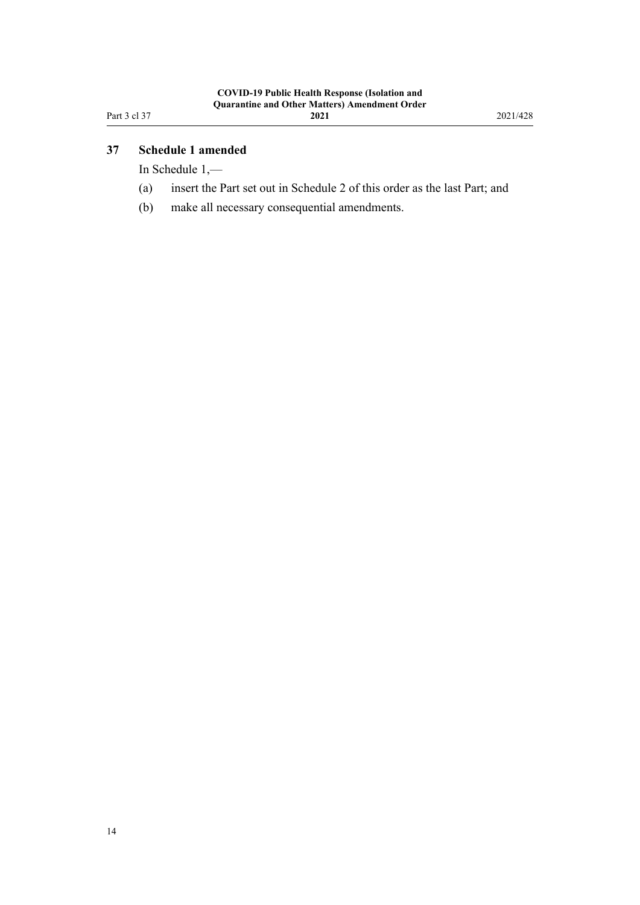### 37 Schedule 1 amended

In Schedule 1,—

(a) insert the Part set out in Schedule 2 of this order as the last Part; and

(b) make all necessary consequential amendments.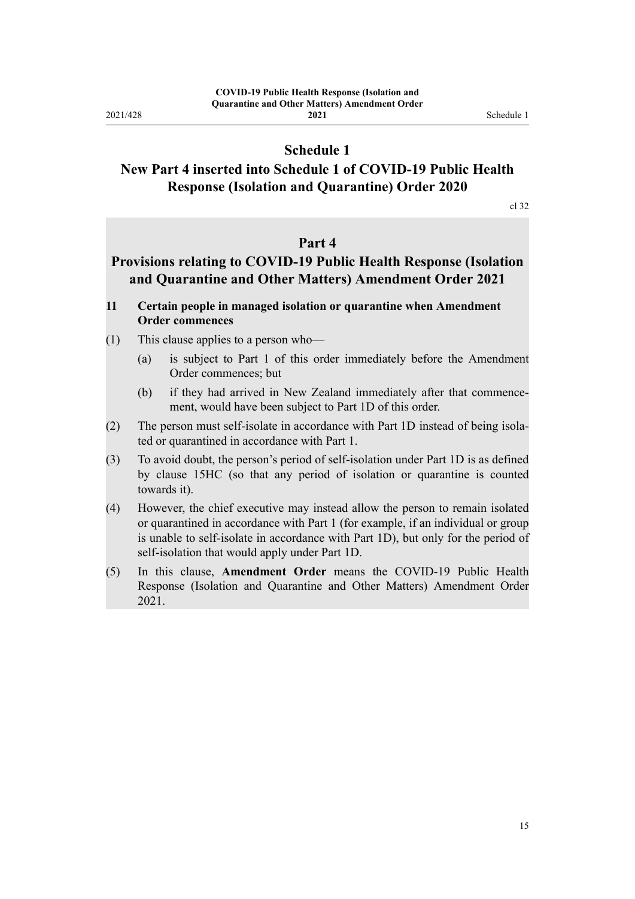# Schedule 1

## New Part 4 inserted into Schedule 1 of COVID-19 Public Health Response (Isolation and Quarantine) Order 2020

cl 32

## Part 4

## Provisions relating to COVID-19 Public Health Response (Isolation and Quarantine and Other Matters) Amendment Order 2021

### 11 Certain people in managed isolation or quarantine when Amendment Order commences

(1) This clause applies to a person who—

(a) is subject to Part 1 of this order immediately before the Amendment Order commences; but

(b) if they had arrived in New Zealand immediately after that commencement, would have been subject to Part 1D of this order.

(2) The person must self-isolate in accordance with Part 1D instead of being isolated or quarantined in accordance with Part 1.

(3) To avoid doubt, the person's period of self-isolation under Part 1D is as defined by clause 15HC (so that any period of isolation or quarantine is counted towards it).

(4) However, the chief executive may instead allow the person to remain isolated or quarantined in accordance with Part 1 (for example, if an individual or group is unable to self-isolate in accordance with Part 1D), but only for the period of self-isolation that would apply under Part 1D.

(5) In this clause, **Amendment Order** means the COVID-19 Public Health Response (Isolation and Quarantine and Other Matters) Amendment Order 2021.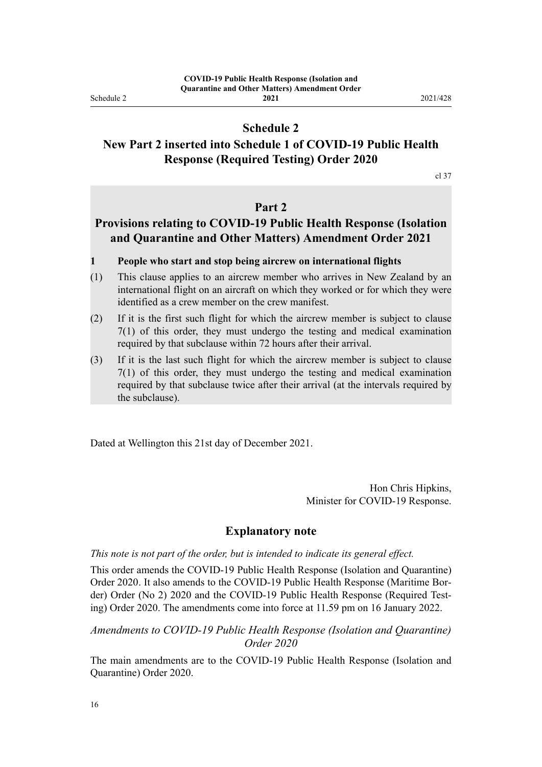## Schedule 2

## New Part 2 inserted into Schedule 1 of COVID-19 Public Health Response (Required Testing) Order 2020

cl 37

### Part 2

### Provisions relating to COVID-19 Public Health Response (Isolation and Quarantine and Other Matters) Amendment Order 2021

**1 People who start and stop being aircrew on international flights**

(1) This clause applies to an aircrew member who arrives in New Zealand by an international flight on an aircraft on which they worked or for which they were identified as a crew member on the crew manifest.

(2) If it is the first such flight for which the aircrew member is subject to clause 7(1) of this order, they must undergo the testing and medical examination required by that subclause within 72 hours after their arrival.

(3) If it is the last such flight for which the aircrew member is subject to clause 7(1) of this order, they must undergo the testing and medical examination required by that subclause twice after their arrival (at the intervals required by the subclause).

Dated at Wellington this 21st day of December 2021.

Hon Chris Hipkins,
Minister for COVID-19 Response.

## Explanatory note

*This note is not part of the order, but is intended to indicate its general effect.*

This order amends the COVID-19 Public Health Response (Isolation and Quarantine) Order 2020. It also amends to the COVID-19 Public Health Response (Maritime Border) Order (No 2) 2020 and the COVID-19 Public Health Response (Required Testing) Order 2020. The amendments come into force at 11.59 pm on 16 January 2022.

*Amendments to COVID-19 Public Health Response (Isolation and Quarantine) Order 2020*

The main amendments are to the COVID-19 Public Health Response (Isolation and Quarantine) Order 2020.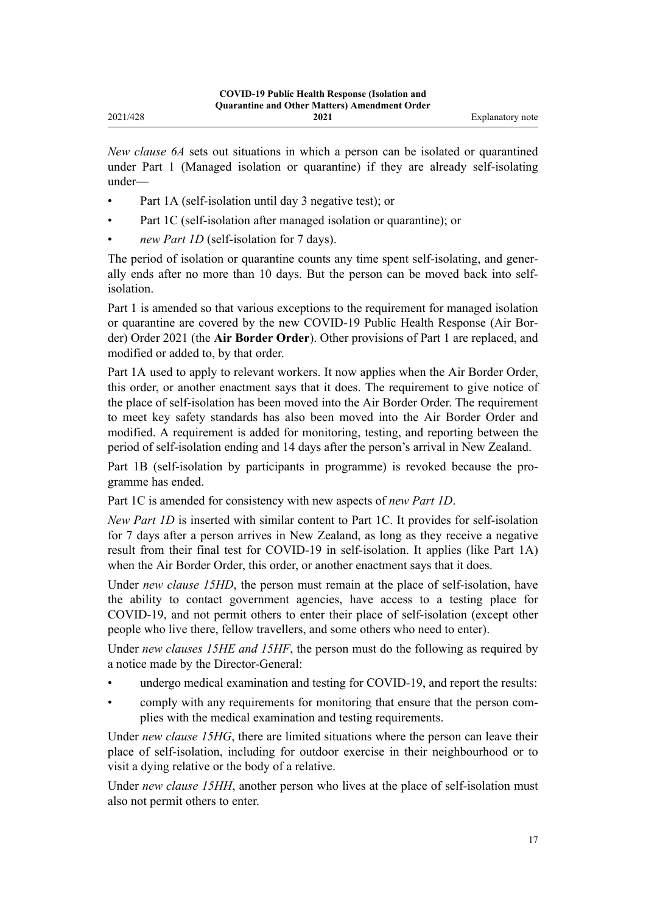*New clause 6A* sets out situations in which a person can be isolated or quarantined under Part 1 (Managed isolation or quarantine) if they are already self-isolating under—

- Part 1A (self-isolation until day 3 negative test); or
- Part 1C (self-isolation after managed isolation or quarantine); or
- *new Part 1D* (self-isolation for 7 days).

The period of isolation or quarantine counts any time spent self-isolating, and generally ends after no more than 10 days. But the person can be moved back into self-isolation.

Part 1 is amended so that various exceptions to the requirement for managed isolation or quarantine are covered by the new COVID-19 Public Health Response (Air Border) Order 2021 (the **Air Border Order**). Other provisions of Part 1 are replaced, and modified or added to, by that order.

Part 1A used to apply to relevant workers. It now applies when the Air Border Order, this order, or another enactment says that it does. The requirement to give notice of the place of self-isolation has been moved into the Air Border Order. The requirement to meet key safety standards has also been moved into the Air Border Order and modified. A requirement is added for monitoring, testing, and reporting between the period of self-isolation ending and 14 days after the person's arrival in New Zealand.

Part 1B (self-isolation by participants in programme) is revoked because the programme has ended.

Part 1C is amended for consistency with new aspects of *new Part 1D*.

*New Part 1D* is inserted with similar content to Part 1C. It provides for self-isolation for 7 days after a person arrives in New Zealand, as long as they receive a negative result from their final test for COVID-19 in self-isolation. It applies (like Part 1A) when the Air Border Order, this order, or another enactment says that it does.

Under *new clause 15HD*, the person must remain at the place of self-isolation, have the ability to contact government agencies, have access to a testing place for COVID-19, and not permit others to enter their place of self-isolation (except other people who live there, fellow travellers, and some others who need to enter).

Under *new clauses 15HE and 15HF*, the person must do the following as required by a notice made by the Director-General:

- undergo medical examination and testing for COVID-19, and report the results:
- comply with any requirements for monitoring that ensure that the person complies with the medical examination and testing requirements.

Under *new clause 15HG*, there are limited situations where the person can leave their place of self-isolation, including for outdoor exercise in their neighbourhood or to visit a dying relative or the body of a relative.

Under *new clause 15HH*, another person who lives at the place of self-isolation must also not permit others to enter.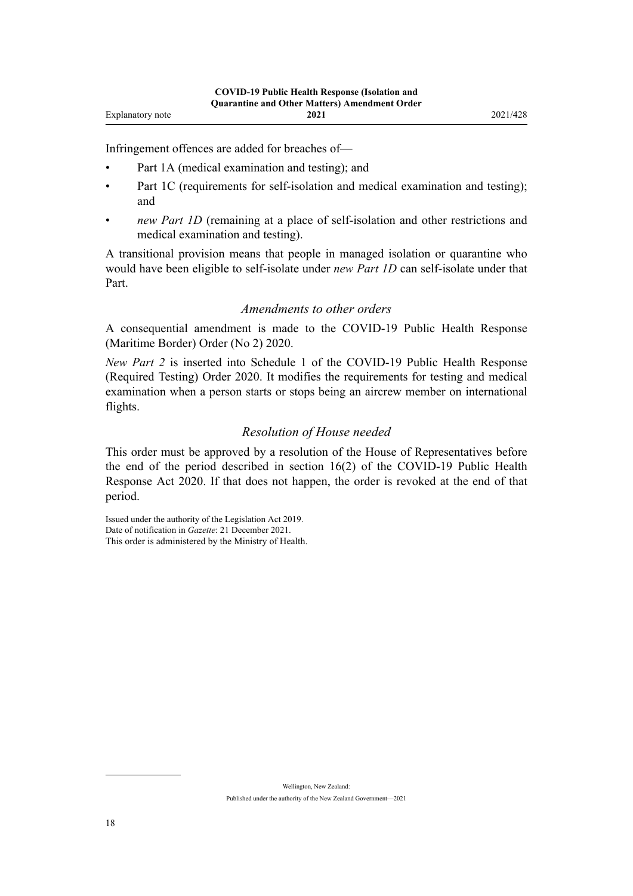Infringement offences are added for breaches of—

- Part 1A (medical examination and testing); and
- Part 1C (requirements for self-isolation and medical examination and testing); and
- *new Part 1D* (remaining at a place of self-isolation and other restrictions and medical examination and testing).

A transitional provision means that people in managed isolation or quarantine who would have been eligible to self-isolate under *new Part 1D* can self-isolate under that Part.

### *Amendments to other orders*

A consequential amendment is made to the COVID-19 Public Health Response (Maritime Border) Order (No 2) 2020.

*New Part 2* is inserted into Schedule 1 of the COVID-19 Public Health Response (Required Testing) Order 2020. It modifies the requirements for testing and medical examination when a person starts or stops being an aircrew member on international flights.

### *Resolution of House needed*

This order must be approved by a resolution of the House of Representatives before the end of the period described in section 16(2) of the COVID-19 Public Health Response Act 2020. If that does not happen, the order is revoked at the end of that period.

Issued under the authority of the Legislation Act 2019.
Date of notification in *Gazette*: 21 December 2021.
This order is administered by the Ministry of Health.

Wellington, New Zealand:
Published under the authority of the New Zealand Government—2021